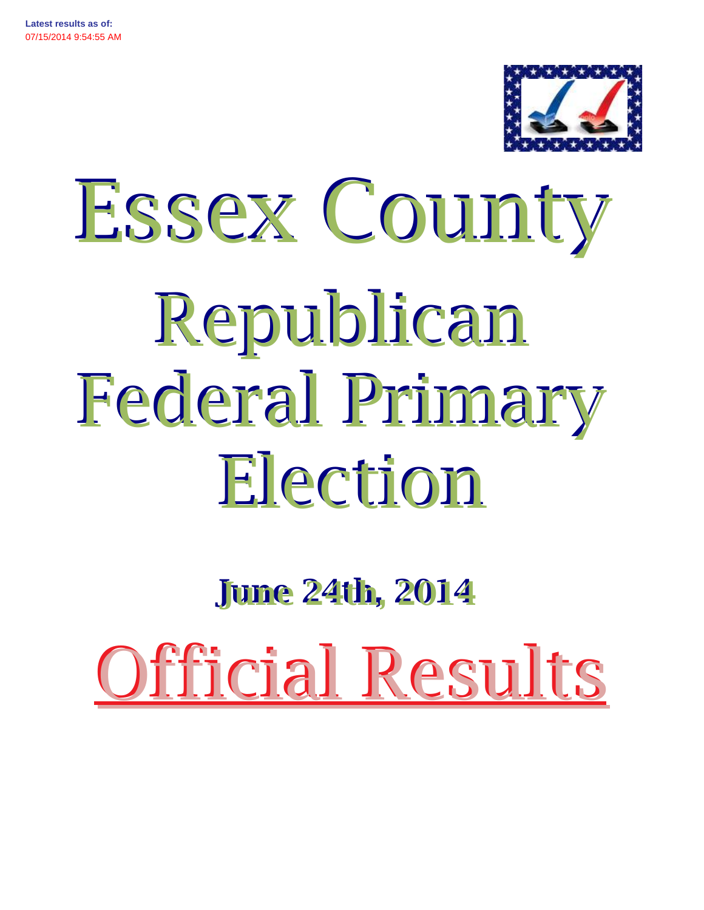**Latest results as of:**
07/15/2014 9:54:55 AM

# Essex County

# Republican Federal Primary Election

## June 24th, 2014

# Official Results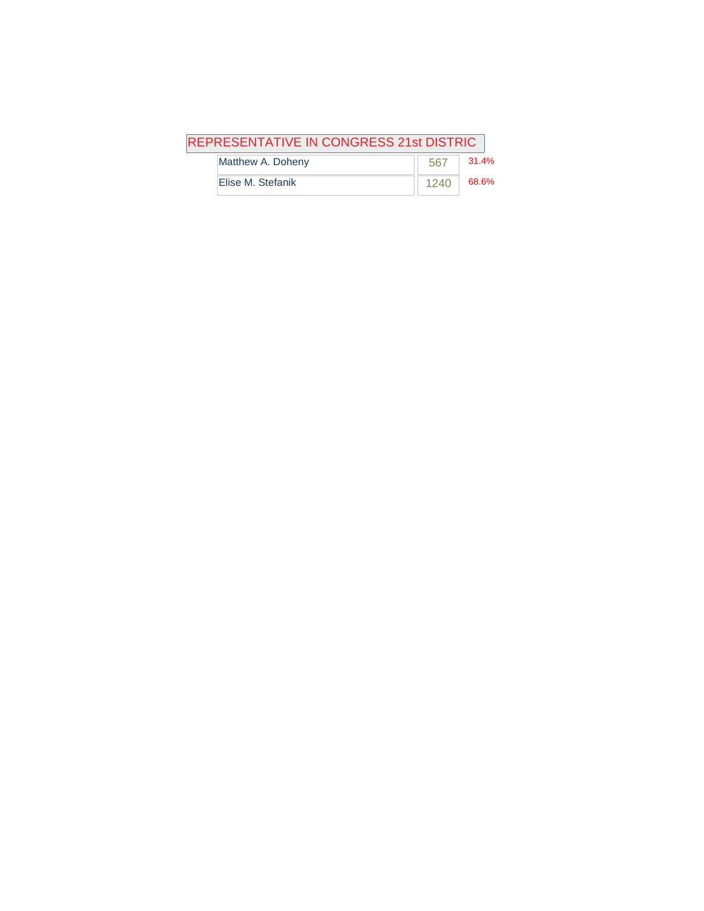## REPRESENTATIVE IN CONGRESS 21st DISTRIC

| Candidate | Votes | Percent |
|---|---|---|
| Matthew A. Doheny | 567 | 31.4% |
| Elise M. Stefanik | 1240 | 68.6% |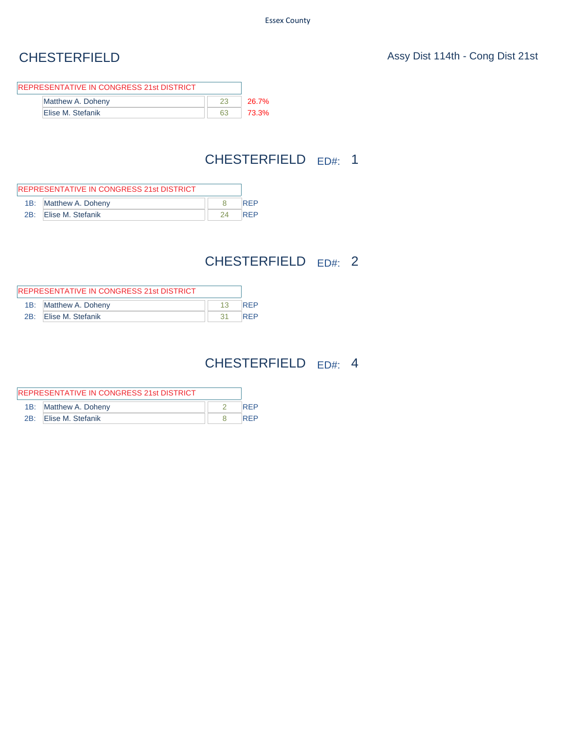Essex County

# CHESTERFIELD

Assy Dist 114th - Cong Dist 21st

| REPRESENTATIVE IN CONGRESS 21st DISTRICT | | |
|---|---|---|
| Matthew A. Doheny | 23 | 26.7% |
| Elise M. Stefanik | 63 | 73.3% |

## CHESTERFIELD ED#: 1

| | REPRESENTATIVE IN CONGRESS 21st DISTRICT | | |
|---|---|---|---|
| 1B: | Matthew A. Doheny | 8 | REP |
| 2B: | Elise M. Stefanik | 24 | REP |

## CHESTERFIELD ED#: 2

| | REPRESENTATIVE IN CONGRESS 21st DISTRICT | | |
|---|---|---|---|
| 1B: | Matthew A. Doheny | 13 | REP |
| 2B: | Elise M. Stefanik | 31 | REP |

## CHESTERFIELD ED#: 4

| | REPRESENTATIVE IN CONGRESS 21st DISTRICT | | |
|---|---|---|---|
| 1B: | Matthew A. Doheny | 2 | REP |
| 2B: | Elise M. Stefanik | 8 | REP |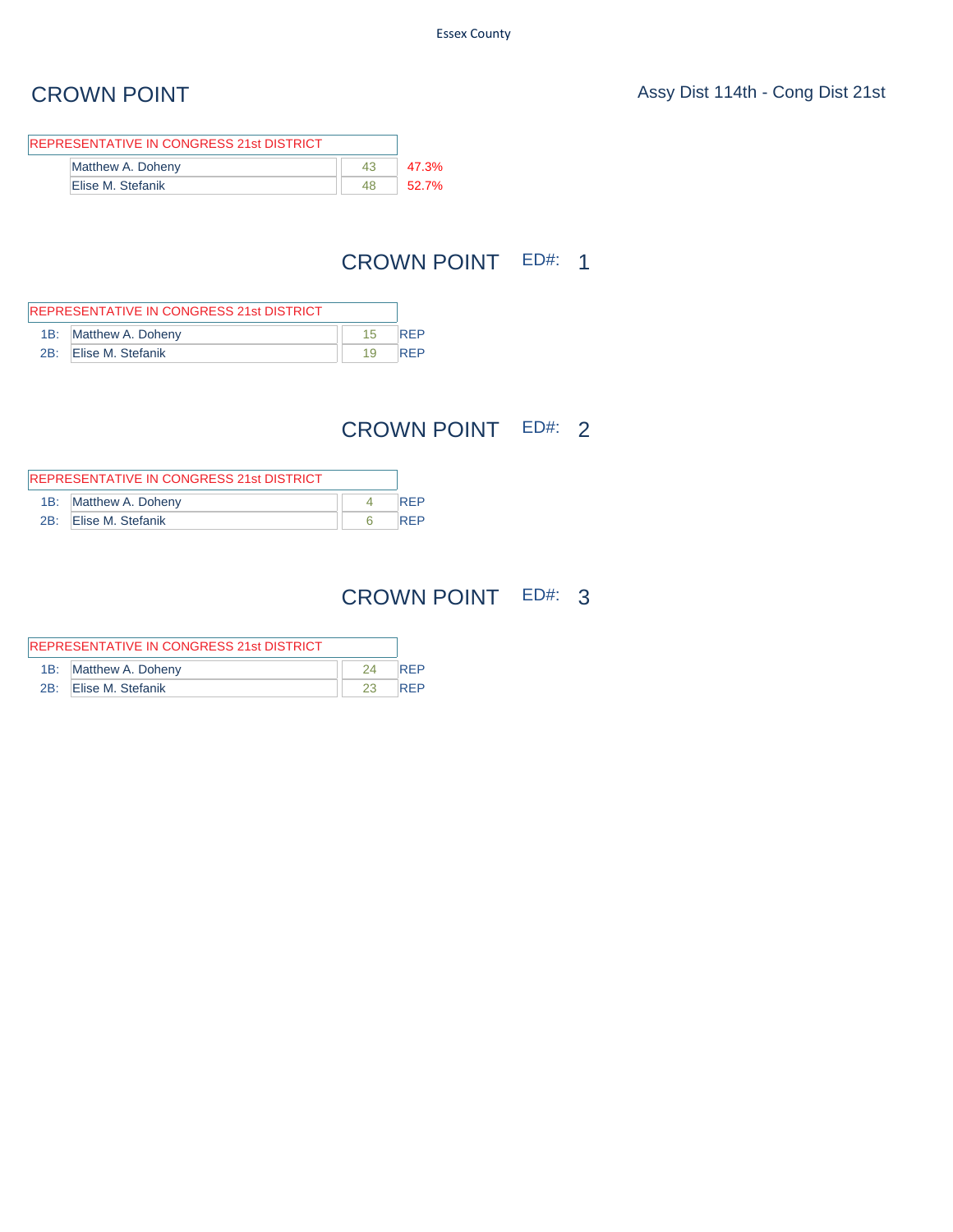Essex County

# CROWN POINT

Assy Dist 114th - Cong Dist 21st

| REPRESENTATIVE IN CONGRESS 21st DISTRICT | | |
|---|---|---|
| Matthew A. Doheny | 43 | 47.3% |
| Elise M. Stefanik | 48 | 52.7% |

## CROWN POINT ED#: 1

| | REPRESENTATIVE IN CONGRESS 21st DISTRICT | | |
|---|---|---|---|
| 1B: | Matthew A. Doheny | 15 | REP |
| 2B: | Elise M. Stefanik | 19 | REP |

## CROWN POINT ED#: 2

| | REPRESENTATIVE IN CONGRESS 21st DISTRICT | | |
|---|---|---|---|
| 1B: | Matthew A. Doheny | 4 | REP |
| 2B: | Elise M. Stefanik | 6 | REP |

## CROWN POINT ED#: 3

| | REPRESENTATIVE IN CONGRESS 21st DISTRICT | | |
|---|---|---|---|
| 1B: | Matthew A. Doheny | 24 | REP |
| 2B: | Elise M. Stefanik | 23 | REP |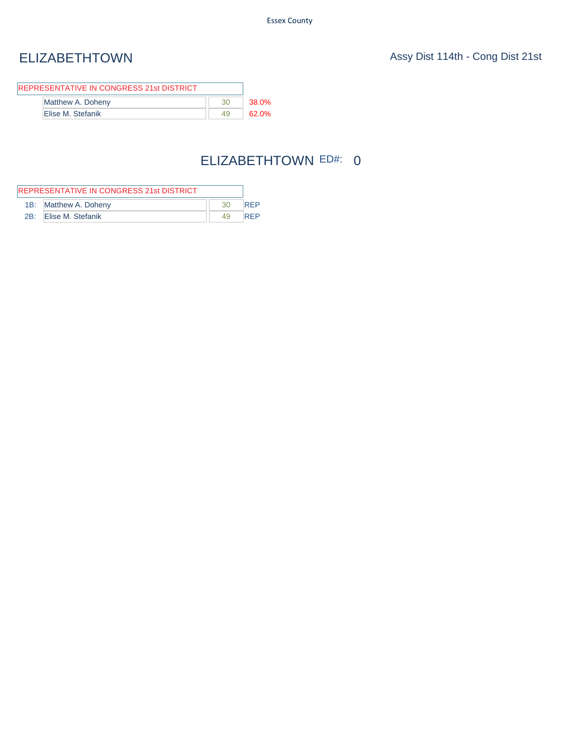# ELIZABETHTOWN

Assy Dist 114th - Cong Dist 21st

| REPRESENTATIVE IN CONGRESS 21st DISTRICT | | |
|---|---|---|
| Matthew A. Doheny | 30 | 38.0% |
| Elise M. Stefanik | 49 | 62.0% |

## ELIZABETHTOWN ED#: 0

| | REPRESENTATIVE IN CONGRESS 21st DISTRICT | | |
|---|---|---|---|
| 1B: | Matthew A. Doheny | 30 | REP |
| 2B: | Elise M. Stefanik | 49 | REP |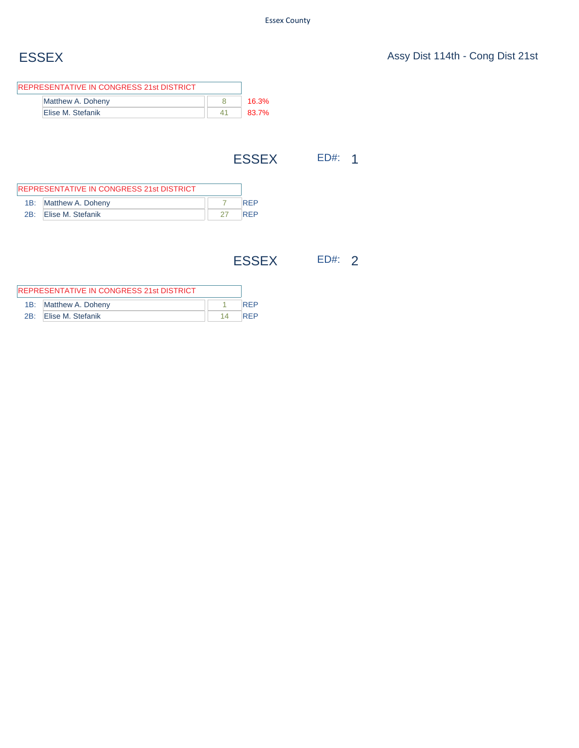# ESSEX

Assy Dist 114th - Cong Dist 21st

| REPRESENTATIVE IN CONGRESS 21st DISTRICT | | |
|---|---|---|
| Matthew A. Doheny | 8 | 16.3% |
| Elise M. Stefanik | 41 | 83.7% |

## ESSEX ED#: 1

| REPRESENTATIVE IN CONGRESS 21st DISTRICT | | | |
|---|---|---|---|
| 1B: | Matthew A. Doheny | 7 | REP |
| 2B: | Elise M. Stefanik | 27 | REP |

## ESSEX ED#: 2

| REPRESENTATIVE IN CONGRESS 21st DISTRICT | | | |
|---|---|---|---|
| 1B: | Matthew A. Doheny | 1 | REP |
| 2B: | Elise M. Stefanik | 14 | REP |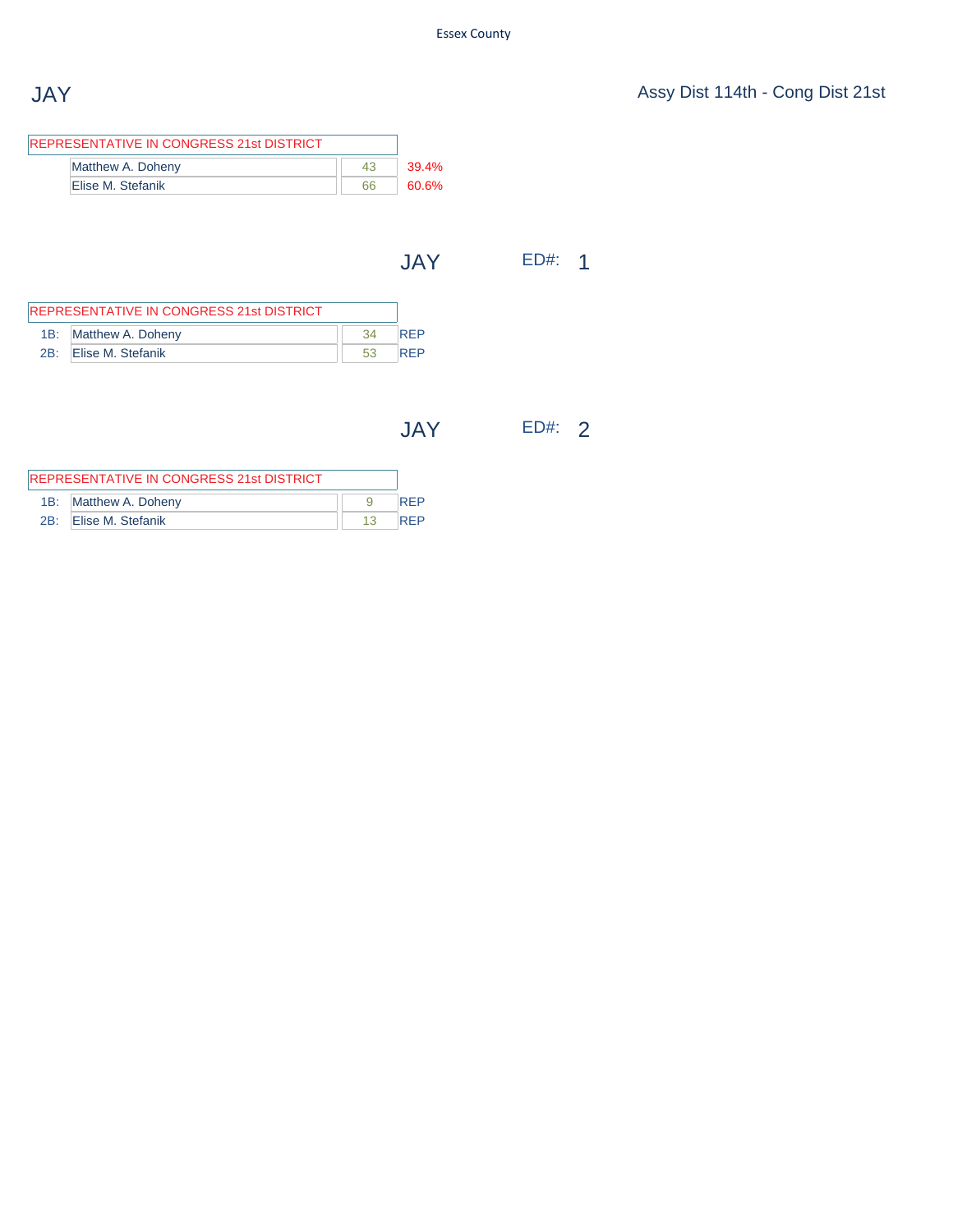# JAY

Assy Dist 114th - Cong Dist 21st

| REPRESENTATIVE IN CONGRESS 21st DISTRICT | | |
|---|---|---|
| Matthew A. Doheny | 43 | 39.4% |
| Elise M. Stefanik | 66 | 60.6% |

## JAY ED#: 1

| | REPRESENTATIVE IN CONGRESS 21st DISTRICT | | |
|---|---|---|---|
| 1B: | Matthew A. Doheny | 34 | REP |
| 2B: | Elise M. Stefanik | 53 | REP |

## JAY ED#: 2

| | REPRESENTATIVE IN CONGRESS 21st DISTRICT | | |
|---|---|---|---|
| 1B: | Matthew A. Doheny | 9 | REP |
| 2B: | Elise M. Stefanik | 13 | REP |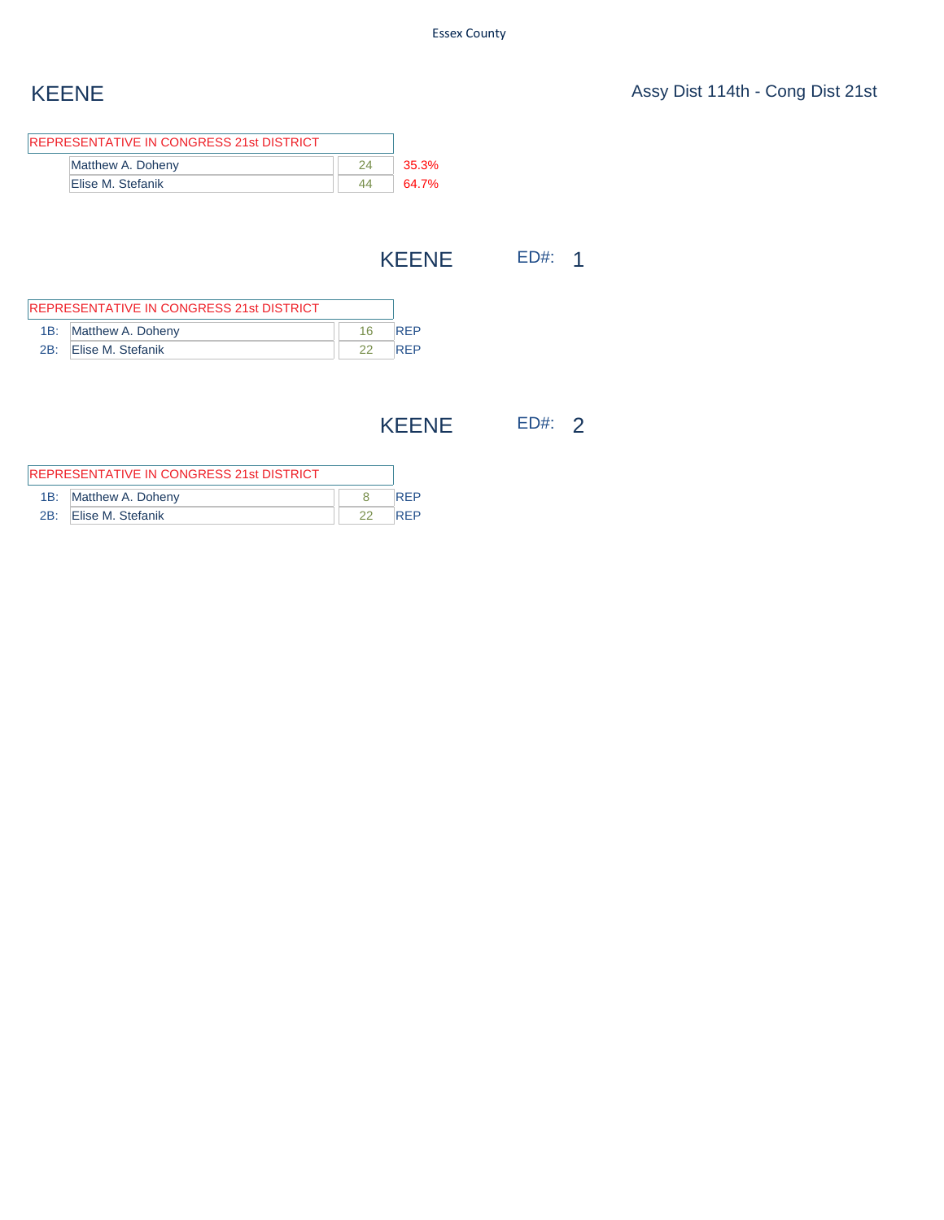Essex County

# KEENE

Assy Dist 114th - Cong Dist 21st

| REPRESENTATIVE IN CONGRESS 21st DISTRICT | | |
|---|---|---|
| Matthew A. Doheny | 24 | 35.3% |
| Elise M. Stefanik | 44 | 64.7% |

## KEENE ED#: 1

| | REPRESENTATIVE IN CONGRESS 21st DISTRICT | | |
|---|---|---|---|
| 1B: | Matthew A. Doheny | 16 | REP |
| 2B: | Elise M. Stefanik | 22 | REP |

## KEENE ED#: 2

| | REPRESENTATIVE IN CONGRESS 21st DISTRICT | | |
|---|---|---|---|
| 1B: | Matthew A. Doheny | 8 | REP |
| 2B: | Elise M. Stefanik | 22 | REP |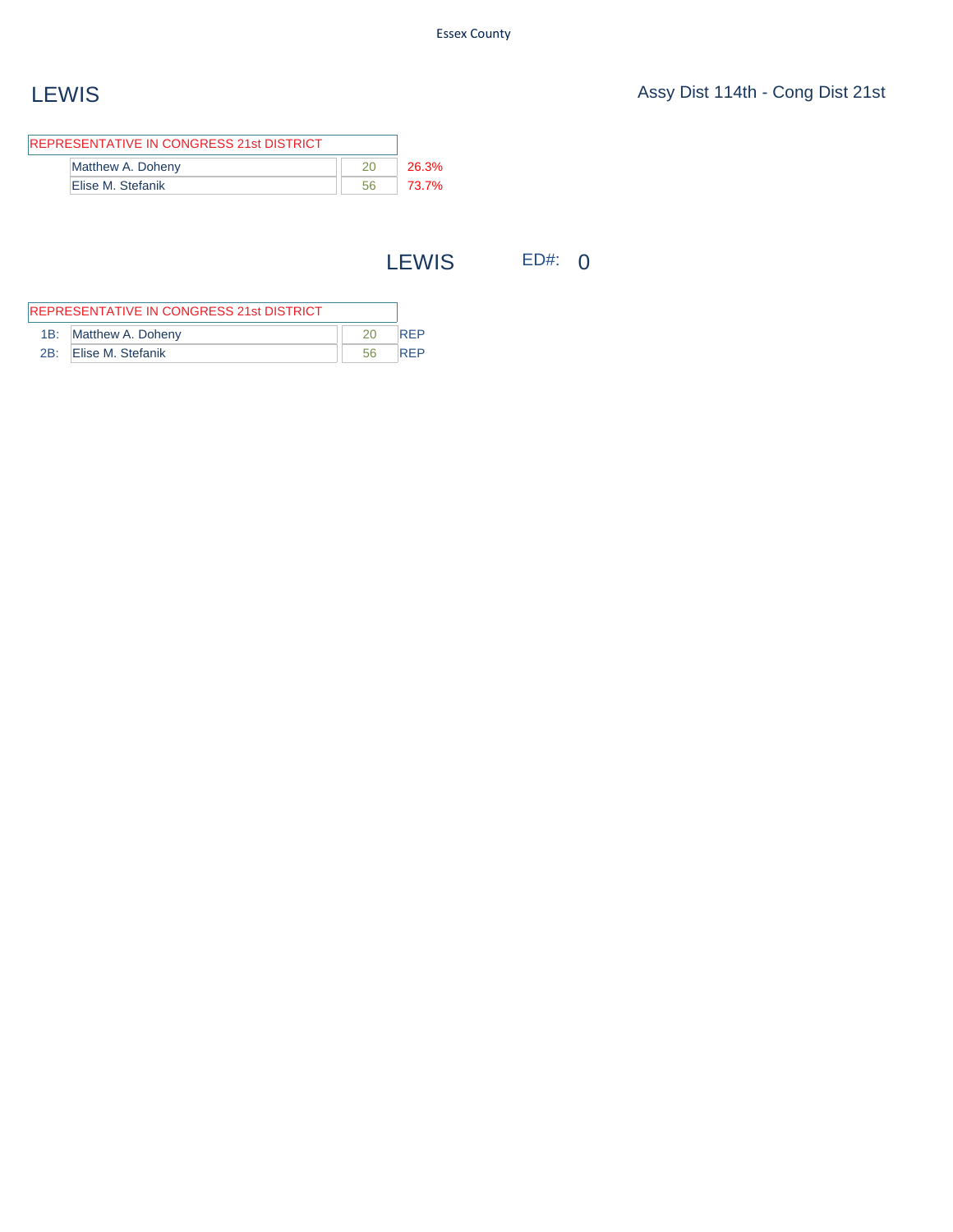# LEWIS

Assy Dist 114th - Cong Dist 21st

| REPRESENTATIVE IN CONGRESS 21st DISTRICT | | |
|---|---|---|
| Matthew A. Doheny | 20 | 26.3% |
| Elise M. Stefanik | 56 | 73.7% |

## LEWIS ED#: 0

| | REPRESENTATIVE IN CONGRESS 21st DISTRICT | | |
|---|---|---|---|
| 1B: | Matthew A. Doheny | 20 | REP |
| 2B: | Elise M. Stefanik | 56 | REP |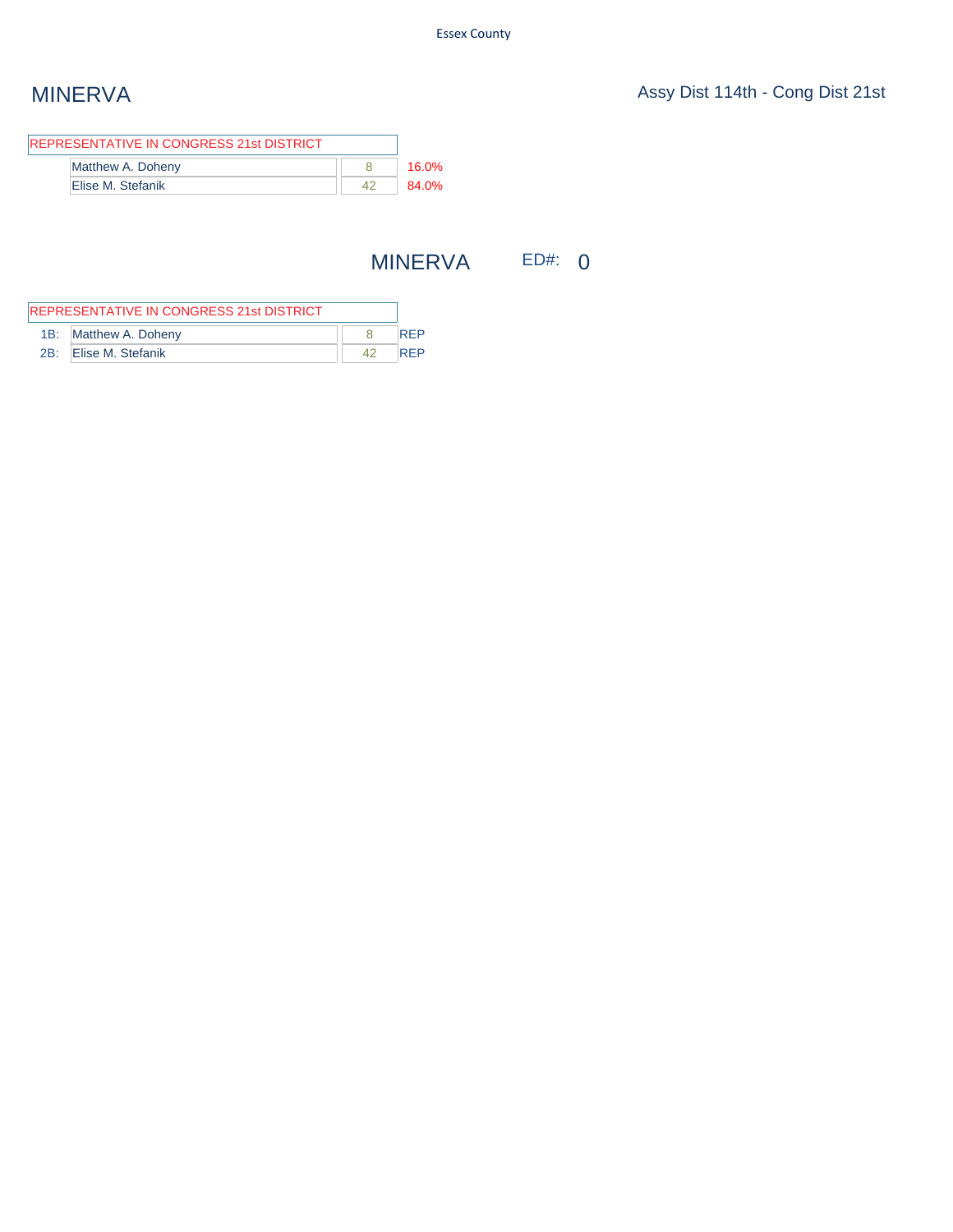# MINERVA

Assy Dist 114th - Cong Dist 21st

| REPRESENTATIVE IN CONGRESS 21st DISTRICT | | |
|---|---|---|
| Matthew A. Doheny | 8 | 16.0% |
| Elise M. Stefanik | 42 | 84.0% |

## MINERVA ED#: 0

| | REPRESENTATIVE IN CONGRESS 21st DISTRICT | | |
|---|---|---|---|
| 1B: | Matthew A. Doheny | 8 | REP |
| 2B: | Elise M. Stefanik | 42 | REP |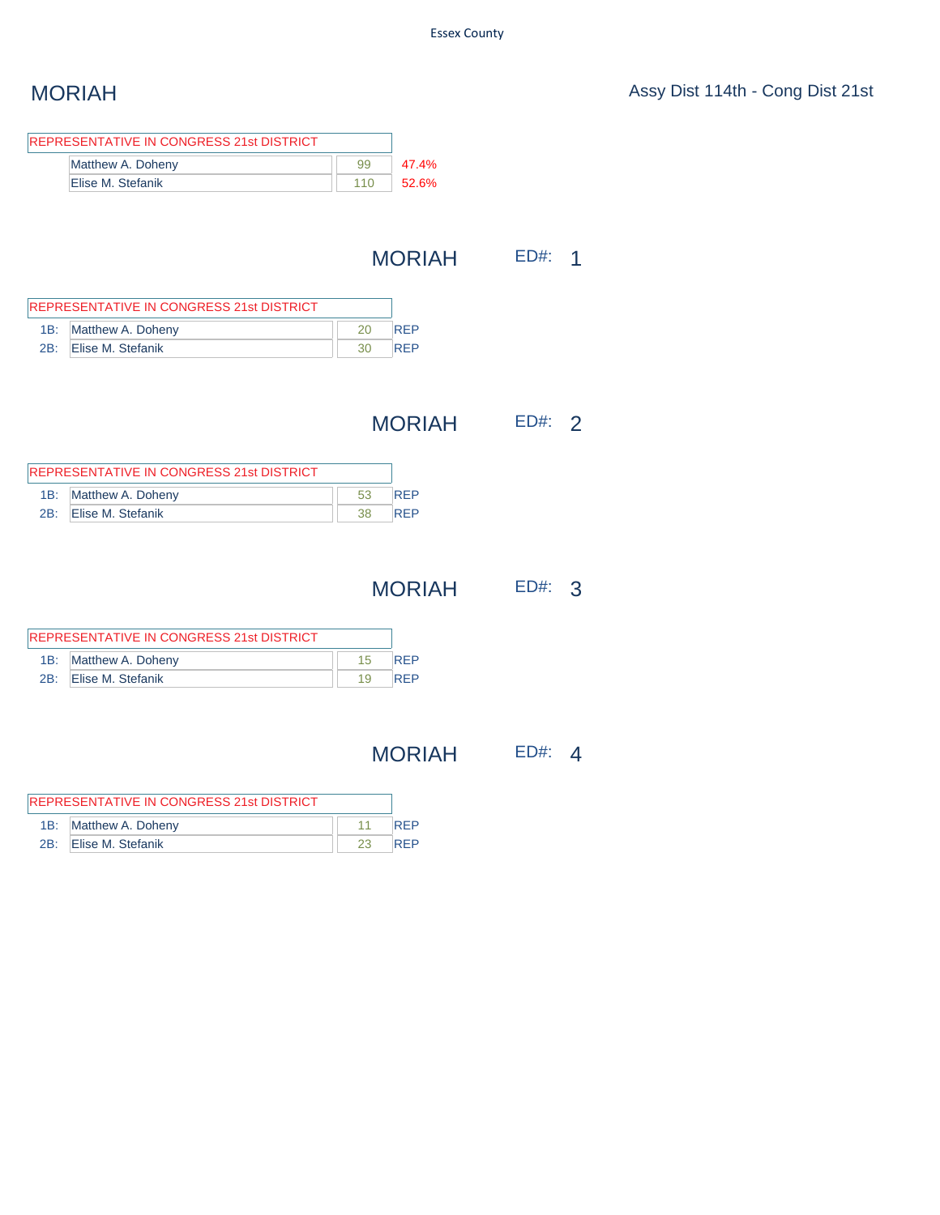Essex County

# MORIAH

Assy Dist 114th - Cong Dist 21st

| REPRESENTATIVE IN CONGRESS 21st DISTRICT | | |
|---|---|---|
| Matthew A. Doheny | 99 | 47.4% |
| Elise M. Stefanik | 110 | 52.6% |

## MORIAH ED#: 1

| | REPRESENTATIVE IN CONGRESS 21st DISTRICT | | |
|---|---|---|---|
| 1B: | Matthew A. Doheny | 20 | REP |
| 2B: | Elise M. Stefanik | 30 | REP |

## MORIAH ED#: 2

| | REPRESENTATIVE IN CONGRESS 21st DISTRICT | | |
|---|---|---|---|
| 1B: | Matthew A. Doheny | 53 | REP |
| 2B: | Elise M. Stefanik | 38 | REP |

## MORIAH ED#: 3

| | REPRESENTATIVE IN CONGRESS 21st DISTRICT | | |
|---|---|---|---|
| 1B: | Matthew A. Doheny | 15 | REP |
| 2B: | Elise M. Stefanik | 19 | REP |

## MORIAH ED#: 4

| | REPRESENTATIVE IN CONGRESS 21st DISTRICT | | |
|---|---|---|---|
| 1B: | Matthew A. Doheny | 11 | REP |
| 2B: | Elise M. Stefanik | 23 | REP |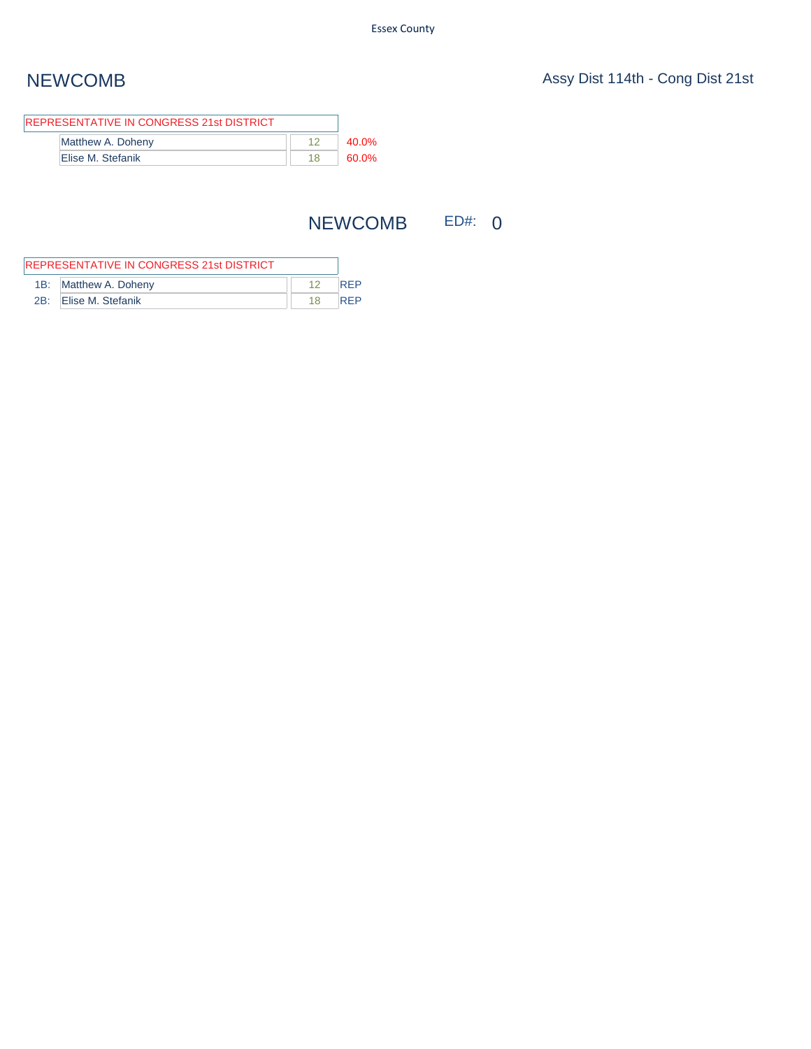Essex County

# NEWCOMB

Assy Dist 114th - Cong Dist 21st

| REPRESENTATIVE IN CONGRESS 21st DISTRICT | | |
|---|---|---|
| Matthew A. Doheny | 12 | 40.0% |
| Elise M. Stefanik | 18 | 60.0% |

## NEWCOMB ED#: 0

| | REPRESENTATIVE IN CONGRESS 21st DISTRICT | | |
|---|---|---|---|
| 1B: | Matthew A. Doheny | 12 | REP |
| 2B: | Elise M. Stefanik | 18 | REP |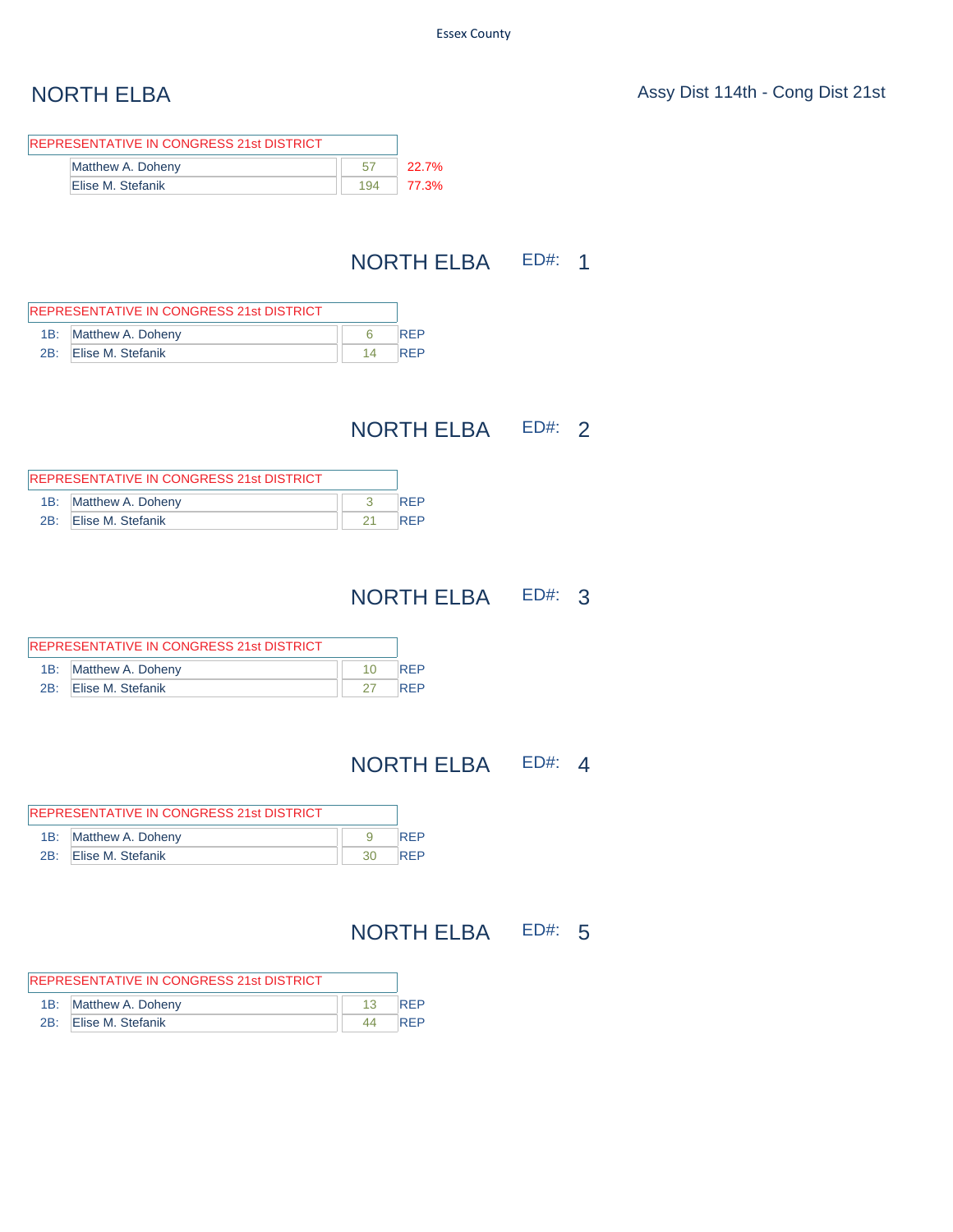Essex County

# NORTH ELBA

Assy Dist 114th - Cong Dist 21st

| REPRESENTATIVE IN CONGRESS 21st DISTRICT | | |
|---|---|---|
| Matthew A. Doheny | 57 | 22.7% |
| Elise M. Stefanik | 194 | 77.3% |

## NORTH ELBA ED#: 1

| | REPRESENTATIVE IN CONGRESS 21st DISTRICT | | |
|---|---|---|---|
| 1B: | Matthew A. Doheny | 6 | REP |
| 2B: | Elise M. Stefanik | 14 | REP |

## NORTH ELBA ED#: 2

| | REPRESENTATIVE IN CONGRESS 21st DISTRICT | | |
|---|---|---|---|
| 1B: | Matthew A. Doheny | 3 | REP |
| 2B: | Elise M. Stefanik | 21 | REP |

## NORTH ELBA ED#: 3

| | REPRESENTATIVE IN CONGRESS 21st DISTRICT | | |
|---|---|---|---|
| 1B: | Matthew A. Doheny | 10 | REP |
| 2B: | Elise M. Stefanik | 27 | REP |

## NORTH ELBA ED#: 4

| | REPRESENTATIVE IN CONGRESS 21st DISTRICT | | |
|---|---|---|---|
| 1B: | Matthew A. Doheny | 9 | REP |
| 2B: | Elise M. Stefanik | 30 | REP |

## NORTH ELBA ED#: 5

| | REPRESENTATIVE IN CONGRESS 21st DISTRICT | | |
|---|---|---|---|
| 1B: | Matthew A. Doheny | 13 | REP |
| 2B: | Elise M. Stefanik | 44 | REP |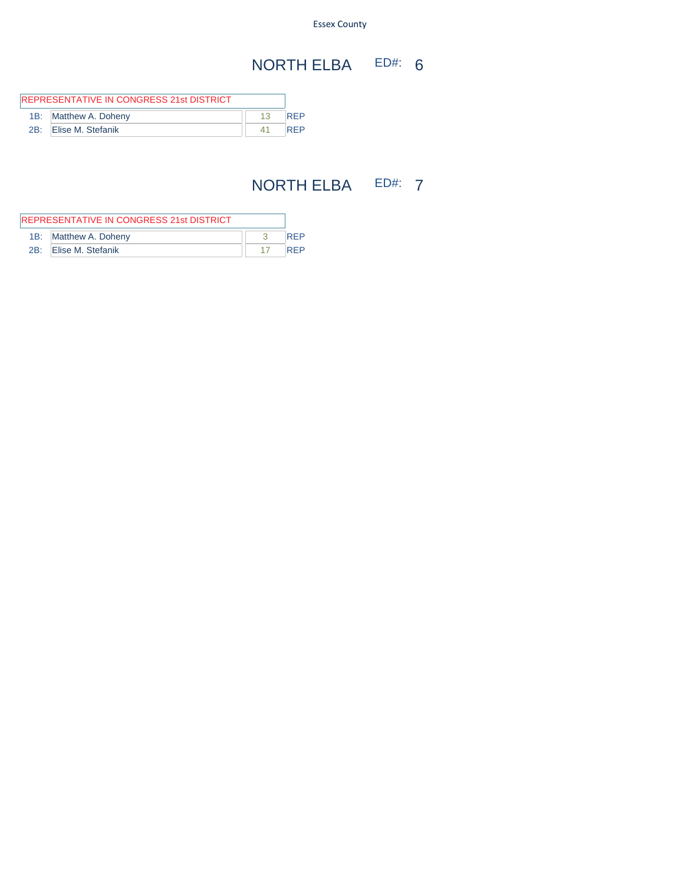Essex County

## NORTH ELBA ED#: 6

| REPRESENTATIVE IN CONGRESS 21st DISTRICT | | | |
|---|---|---|---|
| 1B: | Matthew A. Doheny | 13 | REP |
| 2B: | Elise M. Stefanik | 41 | REP |

## NORTH ELBA ED#: 7

| REPRESENTATIVE IN CONGRESS 21st DISTRICT | | | |
|---|---|---|---|
| 1B: | Matthew A. Doheny | 3 | REP |
| 2B: | Elise M. Stefanik | 17 | REP |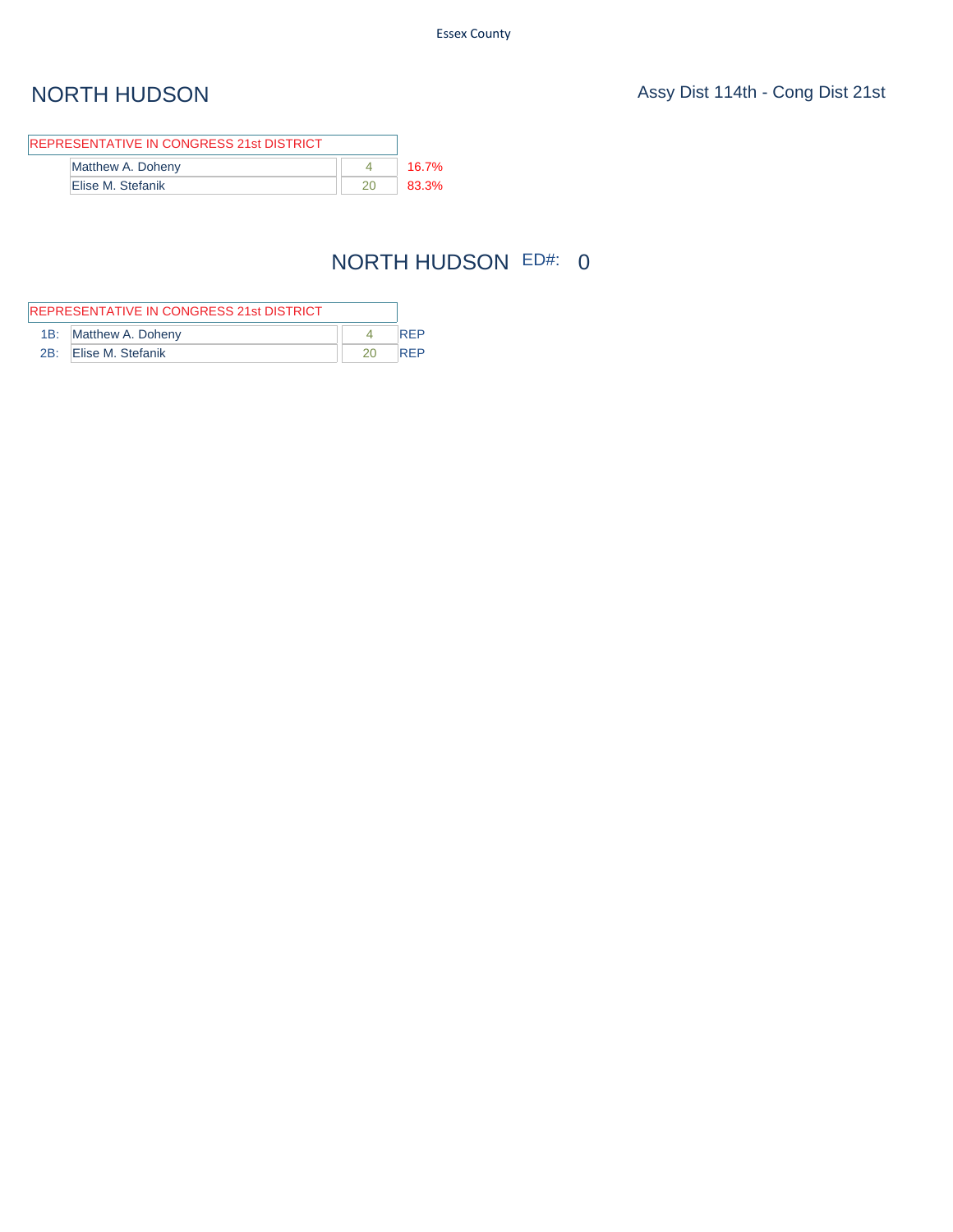# NORTH HUDSON

Assy Dist 114th - Cong Dist 21st

| REPRESENTATIVE IN CONGRESS 21st DISTRICT | | |
|---|---|---|
| Matthew A. Doheny | 4 | 16.7% |
| Elise M. Stefanik | 20 | 83.3% |

## NORTH HUDSON ED#: 0

| | REPRESENTATIVE IN CONGRESS 21st DISTRICT | | |
|---|---|---|---|
| 1B: | Matthew A. Doheny | 4 | REP |
| 2B: | Elise M. Stefanik | 20 | REP |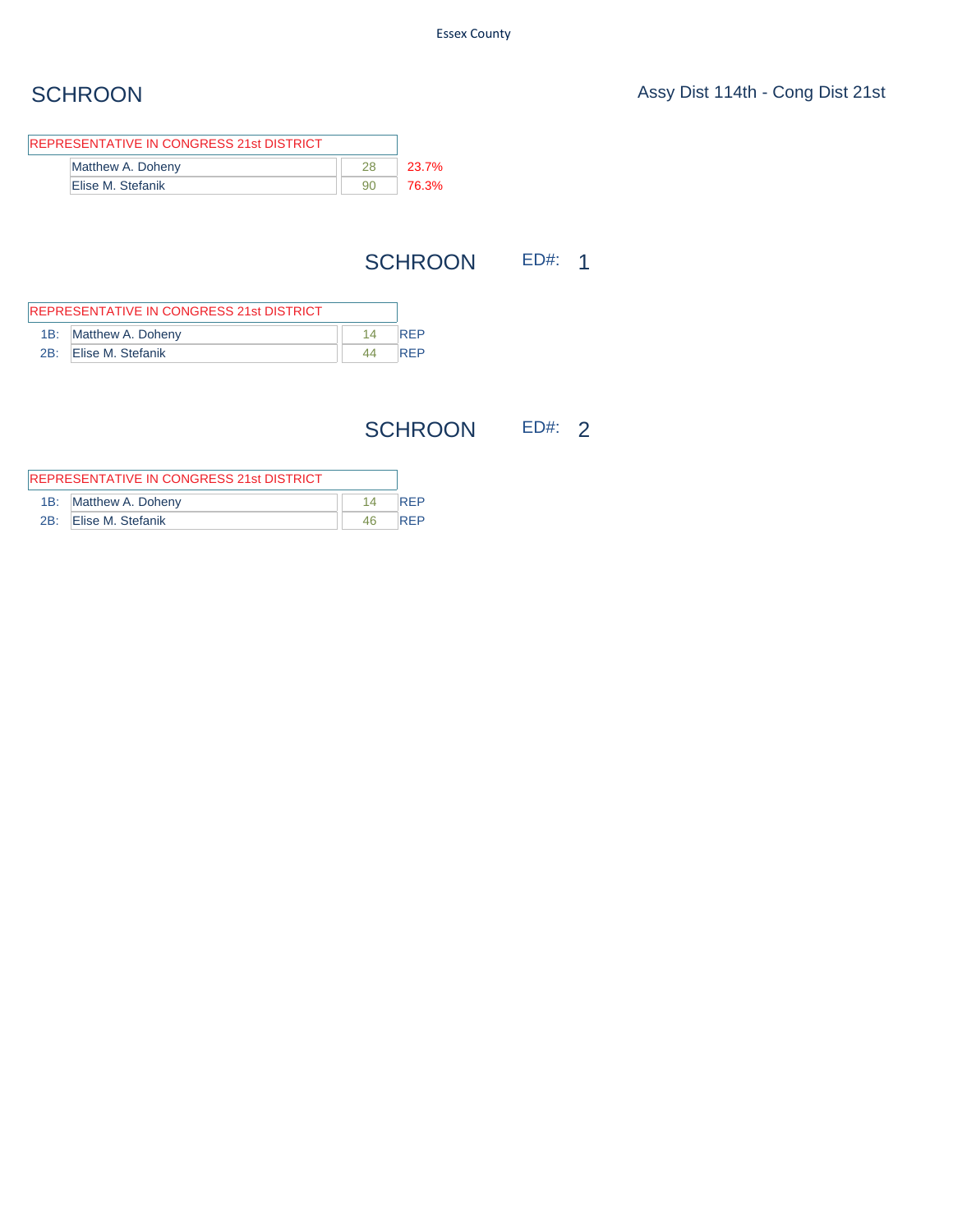Essex County

## SCHROON

Assy Dist 114th - Cong Dist 21st

| REPRESENTATIVE IN CONGRESS 21st DISTRICT | | |
|---|---|---|
| Matthew A. Doheny | 28 | 23.7% |
| Elise M. Stefanik | 90 | 76.3% |

## SCHROON ED#: 1

| REPRESENTATIVE IN CONGRESS 21st DISTRICT | | | |
|---|---|---|---|
| 1B: | Matthew A. Doheny | 14 | REP |
| 2B: | Elise M. Stefanik | 44 | REP |

## SCHROON ED#: 2

| REPRESENTATIVE IN CONGRESS 21st DISTRICT | | | |
|---|---|---|---|
| 1B: | Matthew A. Doheny | 14 | REP |
| 2B: | Elise M. Stefanik | 46 | REP |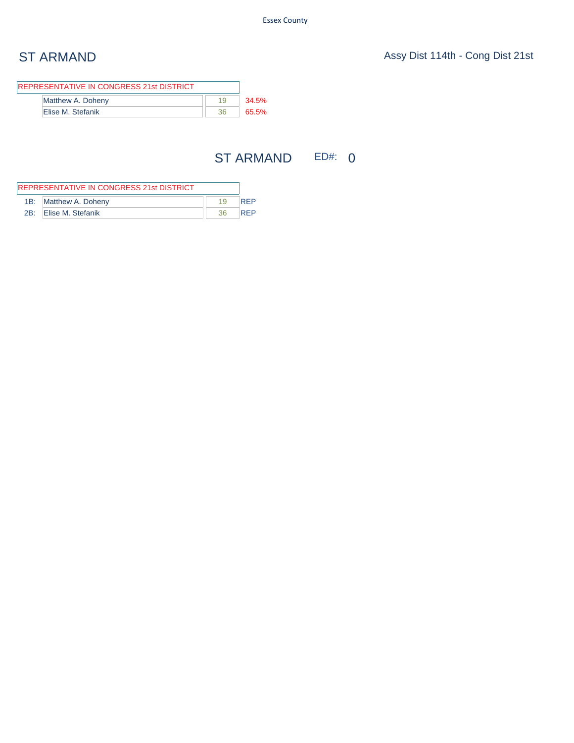# ST ARMAND

Assy Dist 114th - Cong Dist 21st

| REPRESENTATIVE IN CONGRESS 21st DISTRICT | | |
|---|---|---|
| Matthew A. Doheny | 19 | 34.5% |
| Elise M. Stefanik | 36 | 65.5% |

## ST ARMAND ED#: 0

| | REPRESENTATIVE IN CONGRESS 21st DISTRICT | | |
|---|---|---|---|
| 1B: | Matthew A. Doheny | 19 | REP |
| 2B: | Elise M. Stefanik | 36 | REP |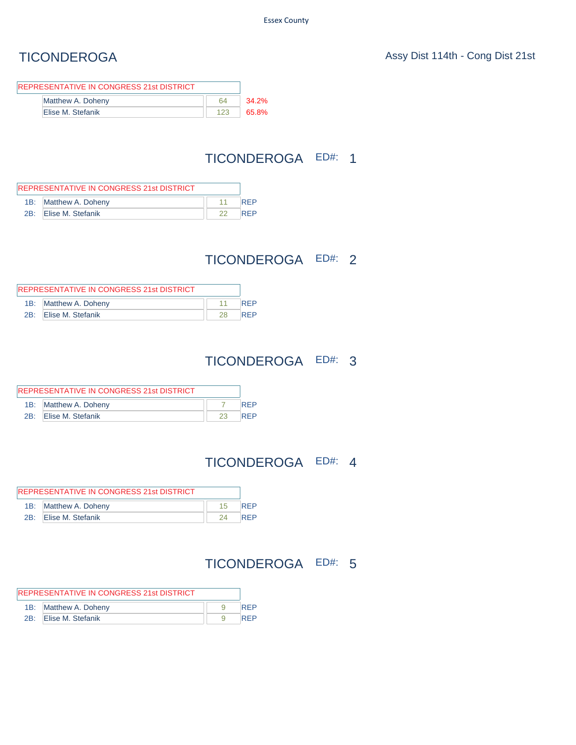Essex County

# TICONDEROGA

Assy Dist 114th - Cong Dist 21st

| REPRESENTATIVE IN CONGRESS 21st DISTRICT | | |
|---|---|---|
| Matthew A. Doheny | 64 | 34.2% |
| Elise M. Stefanik | 123 | 65.8% |

## TICONDEROGA ED#: 1

| | REPRESENTATIVE IN CONGRESS 21st DISTRICT | | |
|---|---|---|---|
| 1B: | Matthew A. Doheny | 11 | REP |
| 2B: | Elise M. Stefanik | 22 | REP |

## TICONDEROGA ED#: 2

| | REPRESENTATIVE IN CONGRESS 21st DISTRICT | | |
|---|---|---|---|
| 1B: | Matthew A. Doheny | 11 | REP |
| 2B: | Elise M. Stefanik | 28 | REP |

## TICONDEROGA ED#: 3

| | REPRESENTATIVE IN CONGRESS 21st DISTRICT | | |
|---|---|---|---|
| 1B: | Matthew A. Doheny | 7 | REP |
| 2B: | Elise M. Stefanik | 23 | REP |

## TICONDEROGA ED#: 4

| | REPRESENTATIVE IN CONGRESS 21st DISTRICT | | |
|---|---|---|---|
| 1B: | Matthew A. Doheny | 15 | REP |
| 2B: | Elise M. Stefanik | 24 | REP |

## TICONDEROGA ED#: 5

| | REPRESENTATIVE IN CONGRESS 21st DISTRICT | | |
|---|---|---|---|
| 1B: | Matthew A. Doheny | 9 | REP |
| 2B: | Elise M. Stefanik | 9 | REP |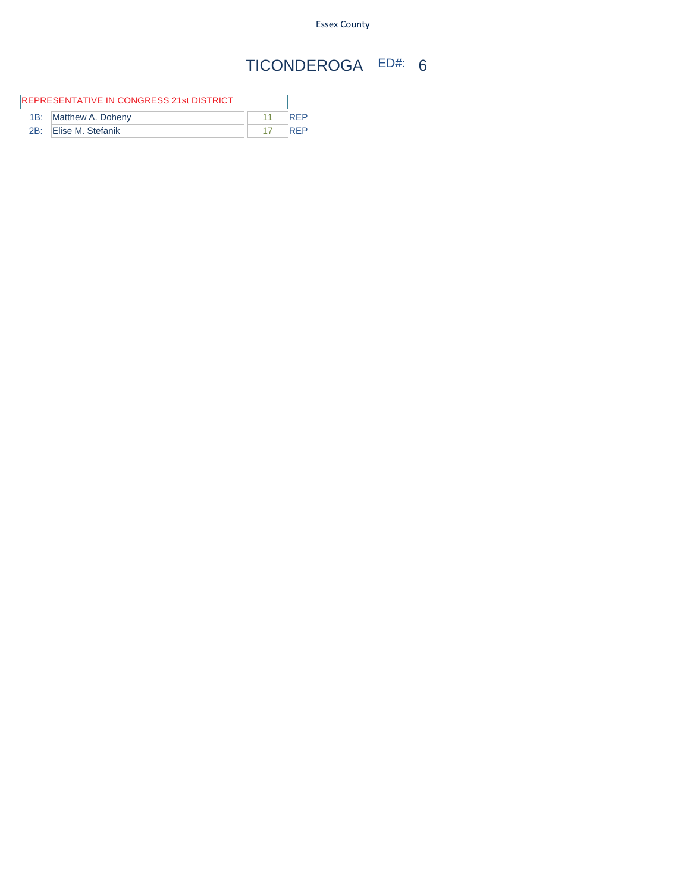Essex County

# TICONDEROGA ED#: 6

| REPRESENTATIVE IN CONGRESS 21st DISTRICT | | | |
|---|---|---|---|
| 1B: | Matthew A. Doheny | 11 | REP |
| 2B: | Elise M. Stefanik | 17 | REP |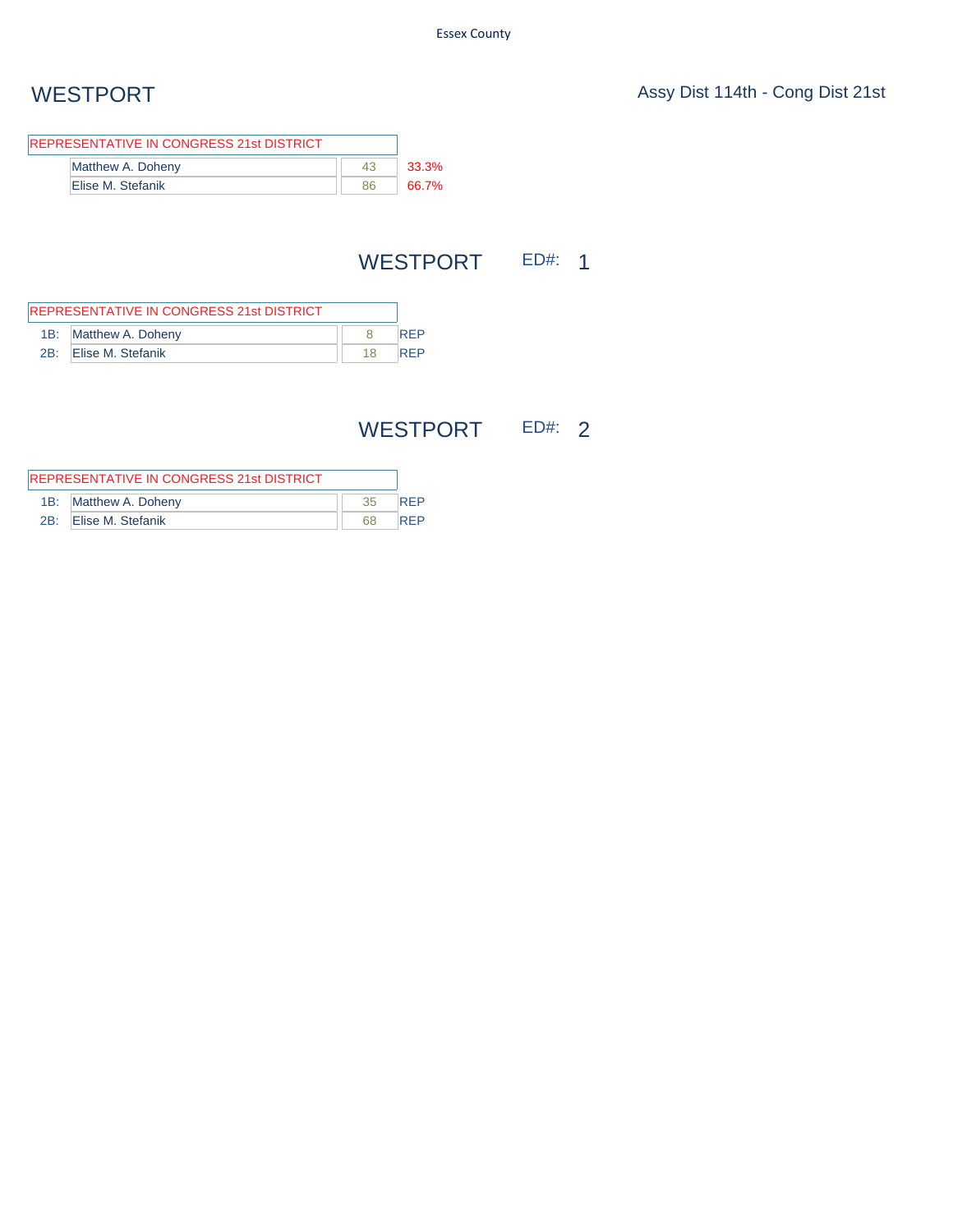Essex County

# WESTPORT

Assy Dist 114th - Cong Dist 21st

| REPRESENTATIVE IN CONGRESS 21st DISTRICT | | |
|---|---|---|
| Matthew A. Doheny | 43 | 33.3% |
| Elise M. Stefanik | 86 | 66.7% |

## WESTPORT ED#: 1

| | REPRESENTATIVE IN CONGRESS 21st DISTRICT | | |
|---|---|---|---|
| 1B: | Matthew A. Doheny | 8 | REP |
| 2B: | Elise M. Stefanik | 18 | REP |

## WESTPORT ED#: 2

| | REPRESENTATIVE IN CONGRESS 21st DISTRICT | | |
|---|---|---|---|
| 1B: | Matthew A. Doheny | 35 | REP |
| 2B: | Elise M. Stefanik | 68 | REP |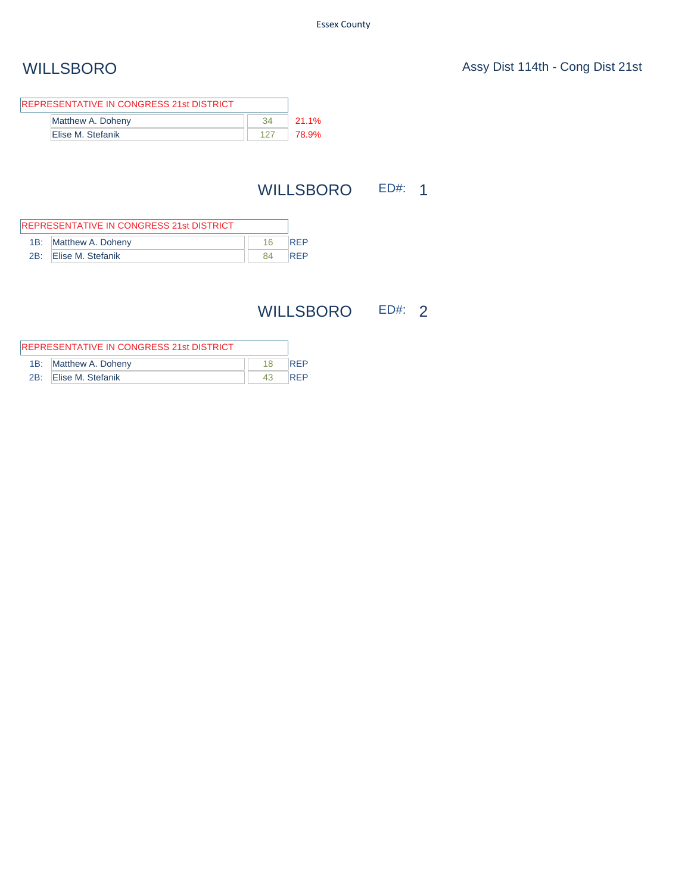Essex County

# WILLSBORO

Assy Dist 114th - Cong Dist 21st

| REPRESENTATIVE IN CONGRESS 21st DISTRICT | | |
|---|---|---|
| Matthew A. Doheny | 34 | 21.1% |
| Elise M. Stefanik | 127 | 78.9% |

## WILLSBORO ED#: 1

| | REPRESENTATIVE IN CONGRESS 21st DISTRICT | | |
|---|---|---|---|
| 1B: | Matthew A. Doheny | 16 | REP |
| 2B: | Elise M. Stefanik | 84 | REP |

## WILLSBORO ED#: 2

| | REPRESENTATIVE IN CONGRESS 21st DISTRICT | | |
|---|---|---|---|
| 1B: | Matthew A. Doheny | 18 | REP |
| 2B: | Elise M. Stefanik | 43 | REP |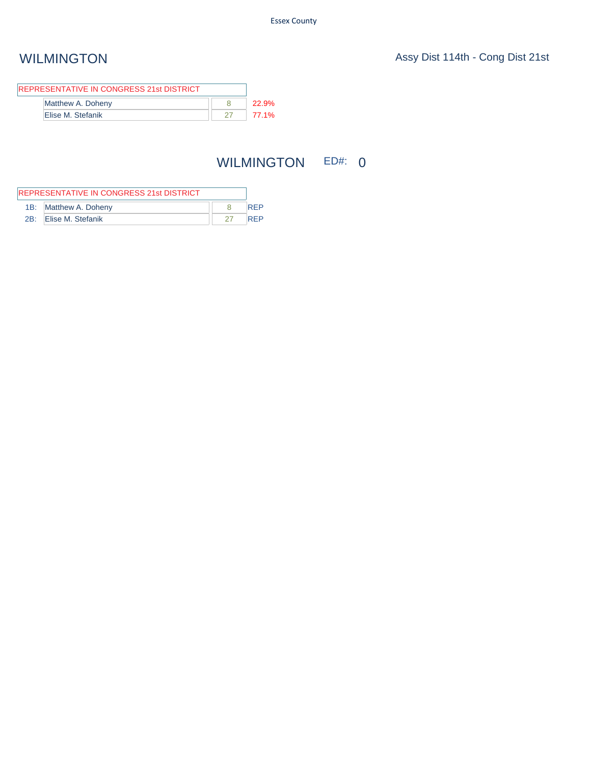# WILMINGTON

Assy Dist 114th - Cong Dist 21st

| REPRESENTATIVE IN CONGRESS 21st DISTRICT | | |
|---|---|---|
| Matthew A. Doheny | 8 | 22.9% |
| Elise M. Stefanik | 27 | 77.1% |

## WILMINGTON ED#: 0

| REPRESENTATIVE IN CONGRESS 21st DISTRICT | | | |
|---|---|---|---|
| 1B: | Matthew A. Doheny | 8 | REP |
| 2B: | Elise M. Stefanik | 27 | REP |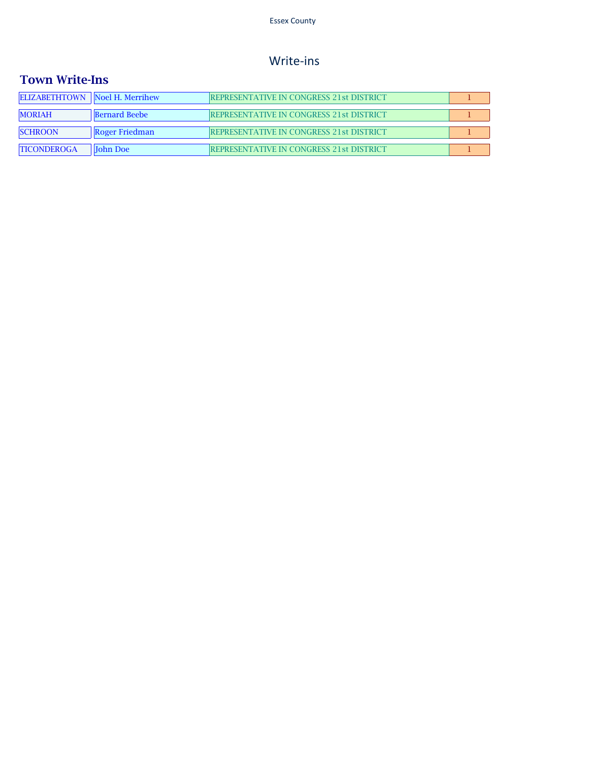# Write-ins

## Town Write-Ins

| | | | |
|---|---|---|---|
| ELIZABETHTOWN | Noel H. Merrihew | REPRESENTATIVE IN CONGRESS 21st DISTRICT | 1 |
| MORIAH | Bernard Beebe | REPRESENTATIVE IN CONGRESS 21st DISTRICT | 1 |
| SCHROON | Roger Friedman | REPRESENTATIVE IN CONGRESS 21st DISTRICT | 1 |
| TICONDEROGA | John Doe | REPRESENTATIVE IN CONGRESS 21st DISTRICT | 1 |